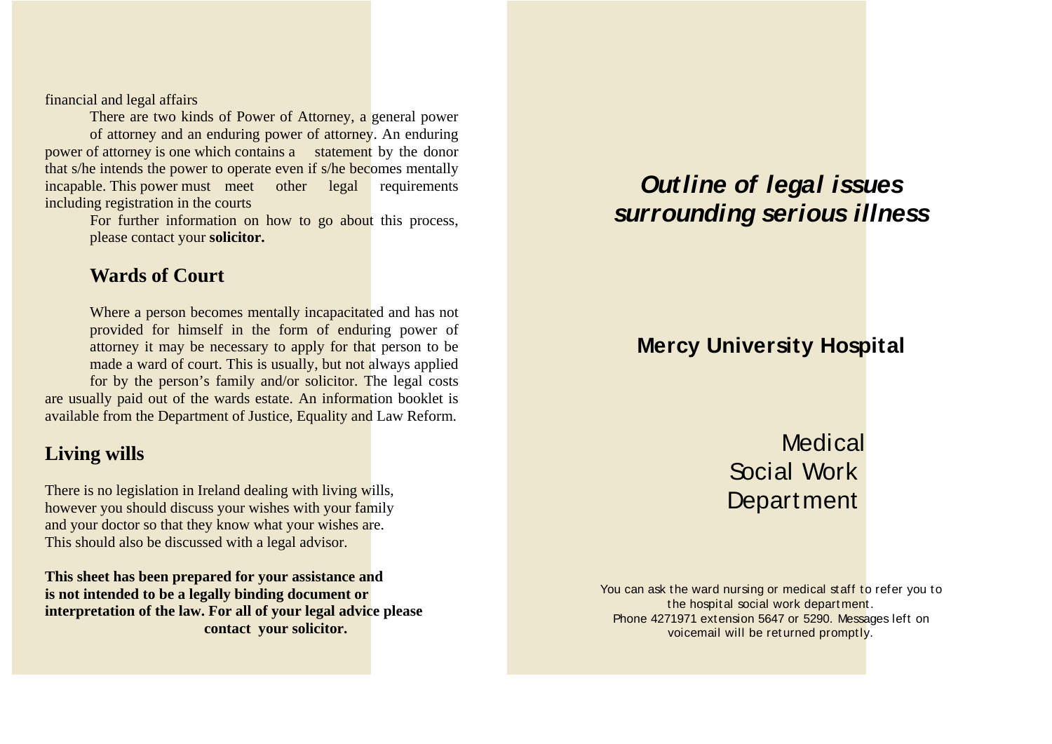financial and legal affairs

There are two kinds of Power of Attorney, a general power of attorney and an enduring power of attorney. An enduring power of attorney is one which contains a statement by the donor that s/he intends the power to operate even if s/he becomes mentally incapable. This power must meet other legal requirements including registration in the courts

For further information on how to go about this process, please contact your **solicitor.**

## Wards of Court

Where a person becomes mentally incapacitated and has not provided for himself in the form of enduring power of attorney it may be necessary to apply for that person to be made a ward of court. This is usually, but not always applied for by the person's family and/or solicitor. The legal costs are usually paid out of the wards estate. An information booklet is available from the Department of Justice, Equality and Law Reform.

## Living wills

There is no legislation in Ireland dealing with living wills, however you should discuss your wishes with your family and your doctor so that they know what your wishes are. This should also be discussed with a legal advisor.

**This sheet has been prepared for your assistance and is not intended to be a legally binding document or interpretation of the law. For all of your legal advice please contact your solicitor.**

# *Outline of legal issues surrounding serious illness*

## Mercy University Hospital

Medical Social Work Department

You can ask the ward nursing or medical staff to refer you to the hospital social work department. Phone 4271971 extension 5647 or 5290. Messages left on voicemail will be returned promptly.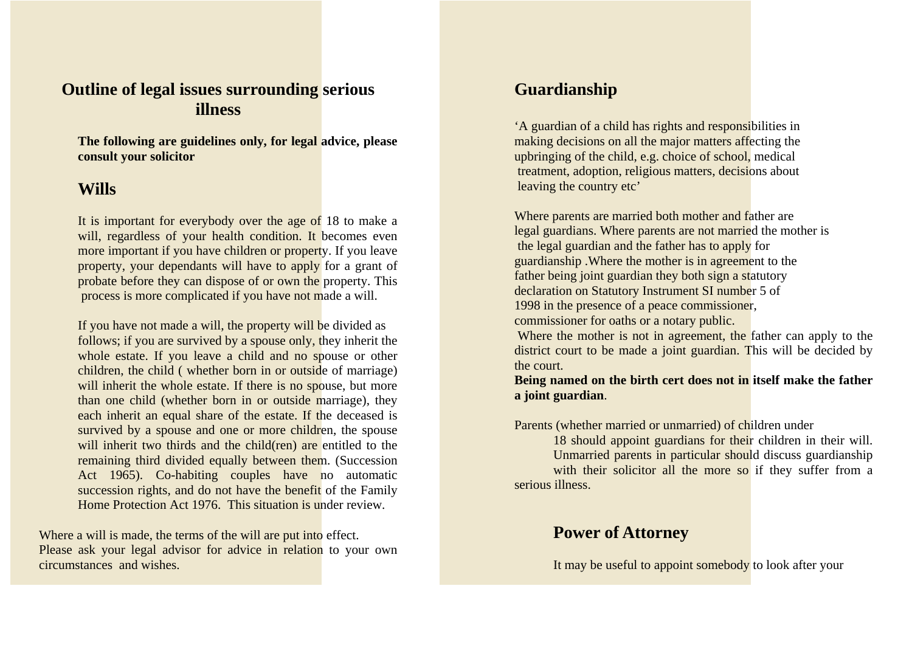# Outline of legal issues surrounding serious illness

**The following are guidelines only, for legal advice, please consult your solicitor**

## Wills

It is important for everybody over the age of 18 to make a will, regardless of your health condition. It becomes even more important if you have children or property. If you leave property, your dependants will have to apply for a grant of probate before they can dispose of or own the property. This process is more complicated if you have not made a will.

If you have not made a will, the property will be divided as follows; if you are survived by a spouse only, they inherit the whole estate. If you leave a child and no spouse or other children, the child ( whether born in or outside of marriage) will inherit the whole estate. If there is no spouse, but more than one child (whether born in or outside marriage), they each inherit an equal share of the estate. If the deceased is survived by a spouse and one or more children, the spouse will inherit two thirds and the child(ren) are entitled to the remaining third divided equally between them. (Succession Act 1965). Co-habiting couples have no automatic succession rights, and do not have the benefit of the Family Home Protection Act 1976. This situation is under review.

Where a will is made, the terms of the will are put into effect. Please ask your legal advisor for advice in relation to your own circumstances and wishes.

## Guardianship

'A guardian of a child has rights and responsibilities in making decisions on all the major matters affecting the upbringing of the child, e.g. choice of school, medical treatment, adoption, religious matters, decisions about leaving the country etc'

Where parents are married both mother and father are legal guardians. Where parents are not married the mother is the legal guardian and the father has to apply for guardianship .Where the mother is in agreement to the father being joint guardian they both sign a statutory declaration on Statutory Instrument SI number 5 of 1998 in the presence of a peace commissioner, commissioner for oaths or a notary public.

Where the mother is not in agreement, the father can apply to the district court to be made a joint guardian. This will be decided by the court.

**Being named on the birth cert does not in itself make the father a joint guardian**.

Parents (whether married or unmarried) of children under 18 should appoint guardians for their children in their will. Unmarried parents in particular should discuss guardianship with their solicitor all the more so if they suffer from a serious illness.

## Power of Attorney

It may be useful to appoint somebody to look after your